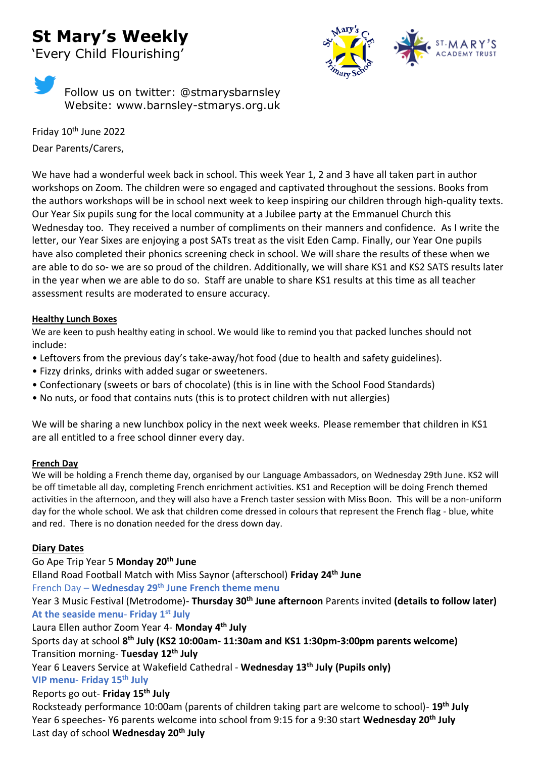# St Mary's Weekly

'Every Child Flourishing'

Follow us on twitter: @stmarysbarnsley
Website: www.barnsley-stmarys.org.uk

Friday 10th June 2022

Dear Parents/Carers,

We have had a wonderful week back in school. This week Year 1, 2 and 3 have all taken part in author workshops on Zoom. The children were so engaged and captivated throughout the sessions. Books from the authors workshops will be in school next week to keep inspiring our children through high-quality texts. Our Year Six pupils sung for the local community at a Jubilee party at the Emmanuel Church this Wednesday too. They received a number of compliments on their manners and confidence. As I write the letter, our Year Sixes are enjoying a post SATs treat as the visit Eden Camp. Finally, our Year One pupils have also completed their phonics screening check in school. We will share the results of these when we are able to do so- we are so proud of the children. Additionally, we will share KS1 and KS2 SATS results later in the year when we are able to do so. Staff are unable to share KS1 results at this time as all teacher assessment results are moderated to ensure accuracy.

## Healthy Lunch Boxes

We are keen to push healthy eating in school. We would like to remind you that packed lunches should not include:

- Leftovers from the previous day's take-away/hot food (due to health and safety guidelines).
- Fizzy drinks, drinks with added sugar or sweeteners.
- Confectionary (sweets or bars of chocolate) (this is in line with the School Food Standards)
- No nuts, or food that contains nuts (this is to protect children with nut allergies)

We will be sharing a new lunchbox policy in the next week weeks. Please remember that children in KS1 are all entitled to a free school dinner every day.

## French Day

We will be holding a French theme day, organised by our Language Ambassadors, on Wednesday 29th June. KS2 will be off timetable all day, completing French enrichment activities. KS1 and Reception will be doing French themed activities in the afternoon, and they will also have a French taster session with Miss Boon. This will be a non-uniform day for the whole school. We ask that children come dressed in colours that represent the French flag - blue, white and red. There is no donation needed for the dress down day.

## Diary Dates

Go Ape Trip Year 5 **Monday 20th June**
Elland Road Football Match with Miss Saynor (afterschool) **Friday 24th June**
French Day – **Wednesday 29th June French theme menu**
Year 3 Music Festival (Metrodome)- **Thursday 30th June afternoon** Parents invited **(details to follow later)**
**At the seaside menu- Friday 1st July**
Laura Ellen author Zoom Year 4- **Monday 4th July**
Sports day at school **8th July (KS2 10:00am- 11:30am and KS1 1:30pm-3:00pm parents welcome)**
Transition morning- **Tuesday 12th July**
Year 6 Leavers Service at Wakefield Cathedral - **Wednesday 13th July (Pupils only)**
**VIP menu- Friday 15th July**
Reports go out- **Friday 15th July**
Rocksteady performance 10:00am (parents of children taking part are welcome to school)- **19th July**
Year 6 speeches- Y6 parents welcome into school from 9:15 for a 9:30 start **Wednesday 20th July**
Last day of school **Wednesday 20th July**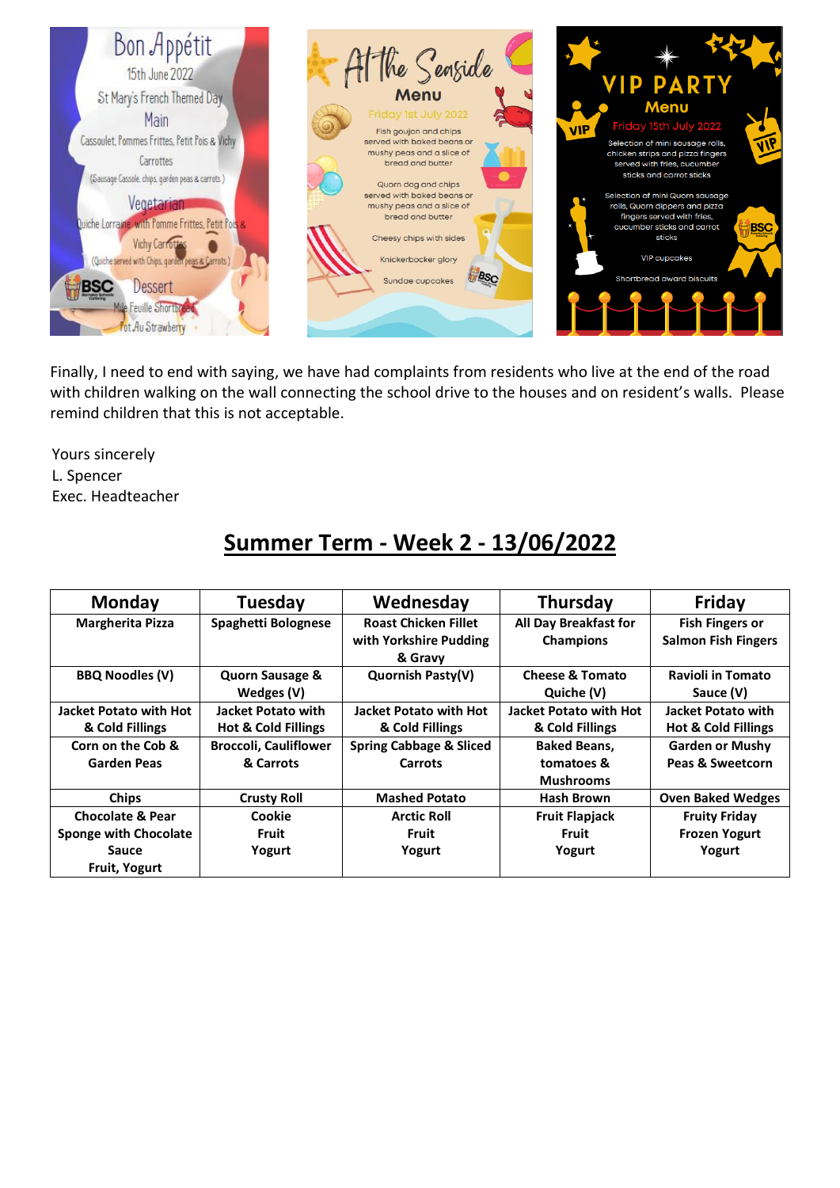Bon Appétit

15th June 2022

St Mary's French Themed Day

Main

Cassoulet, Pommes Frittes, Petit Pois & Vichy Carrottes

(Sausage Cassole, chips, garden peas & carrots)

Vegetarian

Quiche Lorraine with Pomme Frittes, Petit Pois & Vichy Carrottes

(Quiche served with Chips, garden peas & Carrots)

Dessert

Mille Feuille Shortbread

Pot Au Strawberry

At The Seaside

Menu

Friday 1st July 2022

Fish goujon and chips served with baked beans or mushy peas and a slice of bread and butter

Quorn dog and chips served with baked beans or mushy peas and a slice of bread and butter

Cheesy chips with sides

Knickerbocker glory

Sundae cupcakes

VIP PARTY

Menu

Friday 15th July 2022

Selection of mini sausage rolls, chicken strips and pizza fingers served with fries, cucumber sticks and carrot sticks

Selection of mini Quorn sausage rolls, Quorn dippers and pizza fingers served with fries, cucumber sticks and carrot sticks

VIP cupcakes

Shortbread award biscuits

Finally, I need to end with saying, we have had complaints from residents who live at the end of the road with children walking on the wall connecting the school drive to the houses and on resident's walls. Please remind children that this is not acceptable.

Yours sincerely
L. Spencer
Exec. Headteacher

## Summer Term - Week 2 - 13/06/2022

| Monday | Tuesday | Wednesday | Thursday | Friday |
|---|---|---|---|---|
| **Margherita Pizza** | **Spaghetti Bolognese** | **Roast Chicken Fillet with Yorkshire Pudding & Gravy** | **All Day Breakfast for Champions** | **Fish Fingers or Salmon Fish Fingers** |
| **BBQ Noodles (V)** | **Quorn Sausage & Wedges (V)** | **Quornish Pasty(V)** | **Cheese & Tomato Quiche (V)** | **Ravioli in Tomato Sauce (V)** |
| **Jacket Potato with Hot & Cold Fillings** | **Jacket Potato with Hot & Cold Fillings** | **Jacket Potato with Hot & Cold Fillings** | **Jacket Potato with Hot & Cold Fillings** | **Jacket Potato with Hot & Cold Fillings** |
| **Corn on the Cob & Garden Peas** | **Broccoli, Cauliflower & Carrots** | **Spring Cabbage & Sliced Carrots** | **Baked Beans, tomatoes & Mushrooms** | **Garden or Mushy Peas & Sweetcorn** |
| **Chips** | **Crusty Roll** | **Mashed Potato** | **Hash Brown** | **Oven Baked Wedges** |
| **Chocolate & Pear Sponge with Chocolate Sauce Fruit, Yogurt** | **Cookie Fruit Yogurt** | **Arctic Roll Fruit Yogurt** | **Fruit Flapjack Fruit Yogurt** | **Fruity Friday Frozen Yogurt Yogurt** |